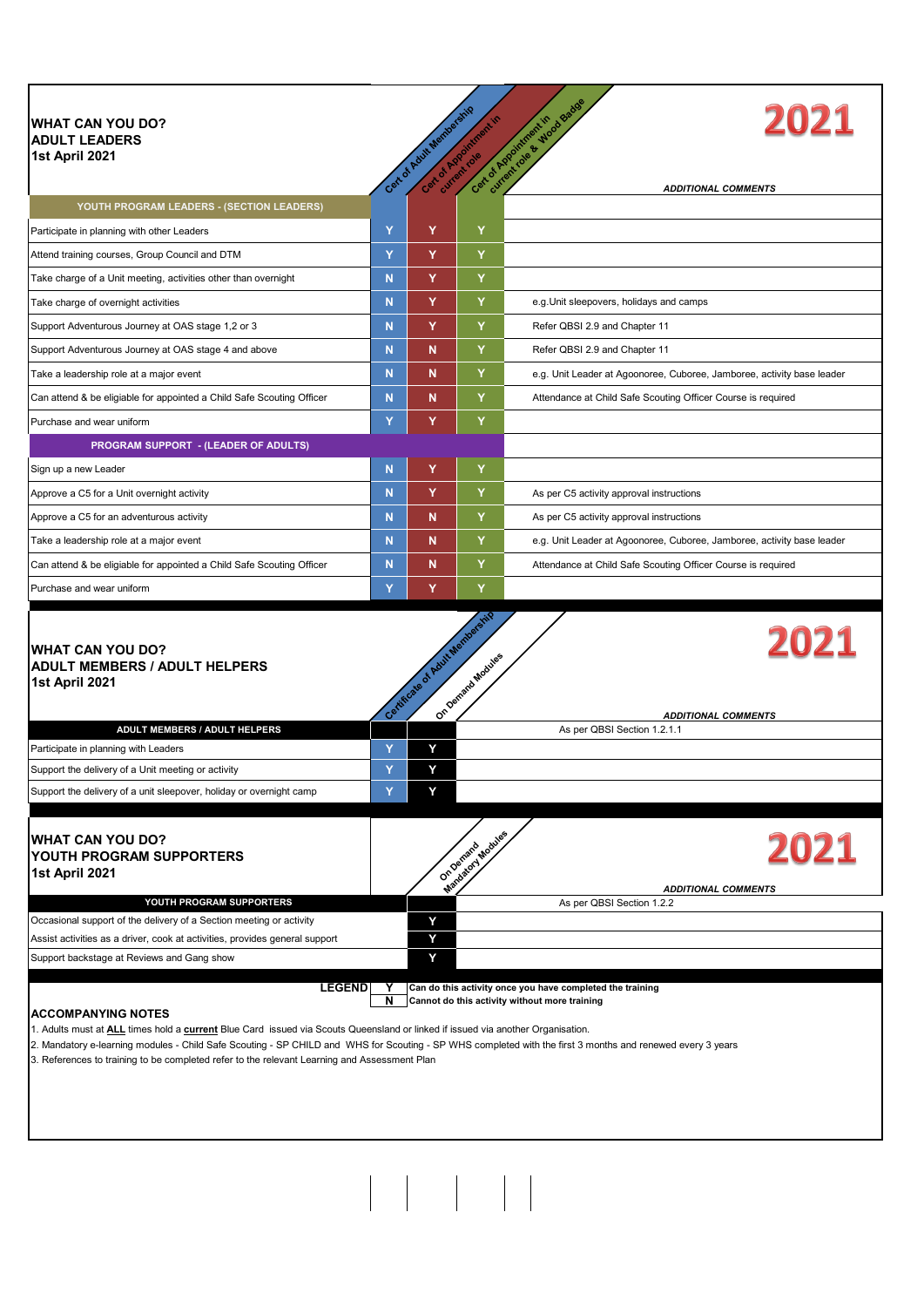# WHAT CAN YOU DO?
## ADULT LEADERS
**1st April 2021**

**2021**

| YOUTH PROGRAM LEADERS - (SECTION LEADERS) | Cert of Adult Membership | Cert of Appointment in current role | Cert of Appointment in current role & Wood Badge | ADDITIONAL COMMENTS |
|---|---|---|---|---|
| Participate in planning with other Leaders | Y | Y | Y | |
| Attend training courses, Group Council and DTM | Y | Y | Y | |
| Take charge of a Unit meeting, activities other than overnight | N | Y | Y | |
| Take charge of overnight activities | N | Y | Y | e.g.Unit sleepovers, holidays and camps |
| Support Adventurous Journey at OAS stage 1,2 or 3 | N | Y | Y | Refer QBSI 2.9 and Chapter 11 |
| Support Adventurous Journey at OAS stage 4 and above | N | N | Y | Refer QBSI 2.9 and Chapter 11 |
| Take a leadership role at a major event | N | N | Y | e.g. Unit Leader at Agoonoree, Cuboree, Jamboree, activity base leader |
| Can attend & be eligible for appointed a Child Safe Scouting Officer | N | N | Y | Attendance at Child Safe Scouting Officer Course is required |
| Purchase and wear uniform | Y | Y | Y | |
| **PROGRAM SUPPORT - (LEADER OF ADULTS)** | | | | |
| Sign up a new Leader | N | Y | Y | |
| Approve a C5 for a Unit overnight activity | N | Y | Y | As per C5 activity approval instructions |
| Approve a C5 for an adventurous activity | N | N | Y | As per C5 activity approval instructions |
| Take a leadership role at a major event | N | N | Y | e.g. Unit Leader at Agoonoree, Cuboree, Jamboree, activity base leader |
| Can attend & be eligible for appointed a Child Safe Scouting Officer | N | N | Y | Attendance at Child Safe Scouting Officer Course is required |
| Purchase and wear uniform | Y | Y | Y | |

# WHAT CAN YOU DO?
## ADULT MEMBERS / ADULT HELPERS
**1st April 2021**

**2021**

| ADULT MEMBERS / ADULT HELPERS | Certificate of Adult Membership | On Demand Modules | ADDITIONAL COMMENTS |
|---|---|---|---|
| | | | As per QBSI Section 1.2.1.1 |
| Participate in planning with Leaders | Y | Y | |
| Support the delivery of a Unit meeting or activity | Y | Y | |
| Support the delivery of a unit sleepover, holiday or overnight camp | Y | Y | |

# WHAT CAN YOU DO?
## YOUTH PROGRAM SUPPORTERS
**1st April 2021**

**2021**

| YOUTH PROGRAM SUPPORTERS | On Demand Mandatory Modules | ADDITIONAL COMMENTS |
|---|---|---|
| | | As per QBSI Section 1.2.2 |
| Occasional support of the delivery of a Section meeting or activity | Y | |
| Assist activities as a driver, cook at activities, provides general support | Y | |
| Support backstage at Reviews and Gang show | Y | |

**LEGEND**

| | |
|---|---|
| Y | Can do this activity once you have completed the training |
| N | Cannot do this activity without more training |

**ACCOMPANYING NOTES**

1. Adults must at **ALL** times hold a **current** Blue Card issued via Scouts Queensland or linked if issued via another Organisation.
2. Mandatory e-learning modules - Child Safe Scouting - SP CHILD and WHS for Scouting - SP WHS completed with the first 3 months and renewed every 3 years
3. References to training to be completed refer to the relevant Learning and Assessment Plan